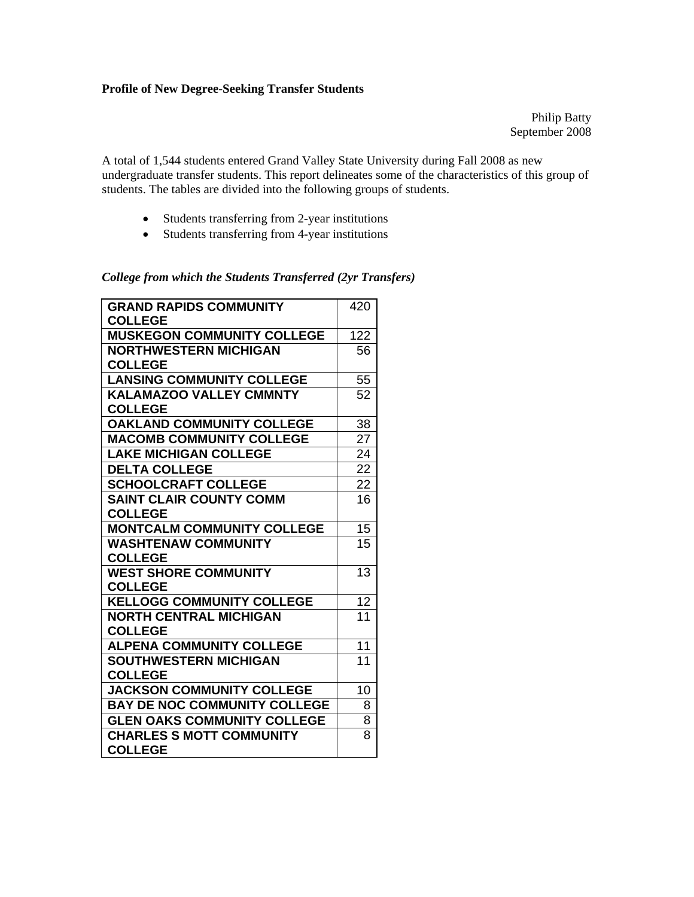**Profile of New Degree-Seeking Transfer Students**

Philip Batty
September 2008

A total of 1,544 students entered Grand Valley State University during Fall 2008 as new undergraduate transfer students. This report delineates some of the characteristics of this group of students. The tables are divided into the following groups of students.

- Students transferring from 2-year institutions
- Students transferring from 4-year institutions

*College from which the Students Transferred (2yr Transfers)*

| | |
|---|---|
| **GRAND RAPIDS COMMUNITY COLLEGE** | 420 |
| **MUSKEGON COMMUNITY COLLEGE** | 122 |
| **NORTHWESTERN MICHIGAN COLLEGE** | 56 |
| **LANSING COMMUNITY COLLEGE** | 55 |
| **KALAMAZOO VALLEY CMMNTY COLLEGE** | 52 |
| **OAKLAND COMMUNITY COLLEGE** | 38 |
| **MACOMB COMMUNITY COLLEGE** | 27 |
| **LAKE MICHIGAN COLLEGE** | 24 |
| **DELTA COLLEGE** | 22 |
| **SCHOOLCRAFT COLLEGE** | 22 |
| **SAINT CLAIR COUNTY COMM COLLEGE** | 16 |
| **MONTCALM COMMUNITY COLLEGE** | 15 |
| **WASHTENAW COMMUNITY COLLEGE** | 15 |
| **WEST SHORE COMMUNITY COLLEGE** | 13 |
| **KELLOGG COMMUNITY COLLEGE** | 12 |
| **NORTH CENTRAL MICHIGAN COLLEGE** | 11 |
| **ALPENA COMMUNITY COLLEGE** | 11 |
| **SOUTHWESTERN MICHIGAN COLLEGE** | 11 |
| **JACKSON COMMUNITY COLLEGE** | 10 |
| **BAY DE NOC COMMUNITY COLLEGE** | 8 |
| **GLEN OAKS COMMUNITY COLLEGE** | 8 |
| **CHARLES S MOTT COMMUNITY COLLEGE** | 8 |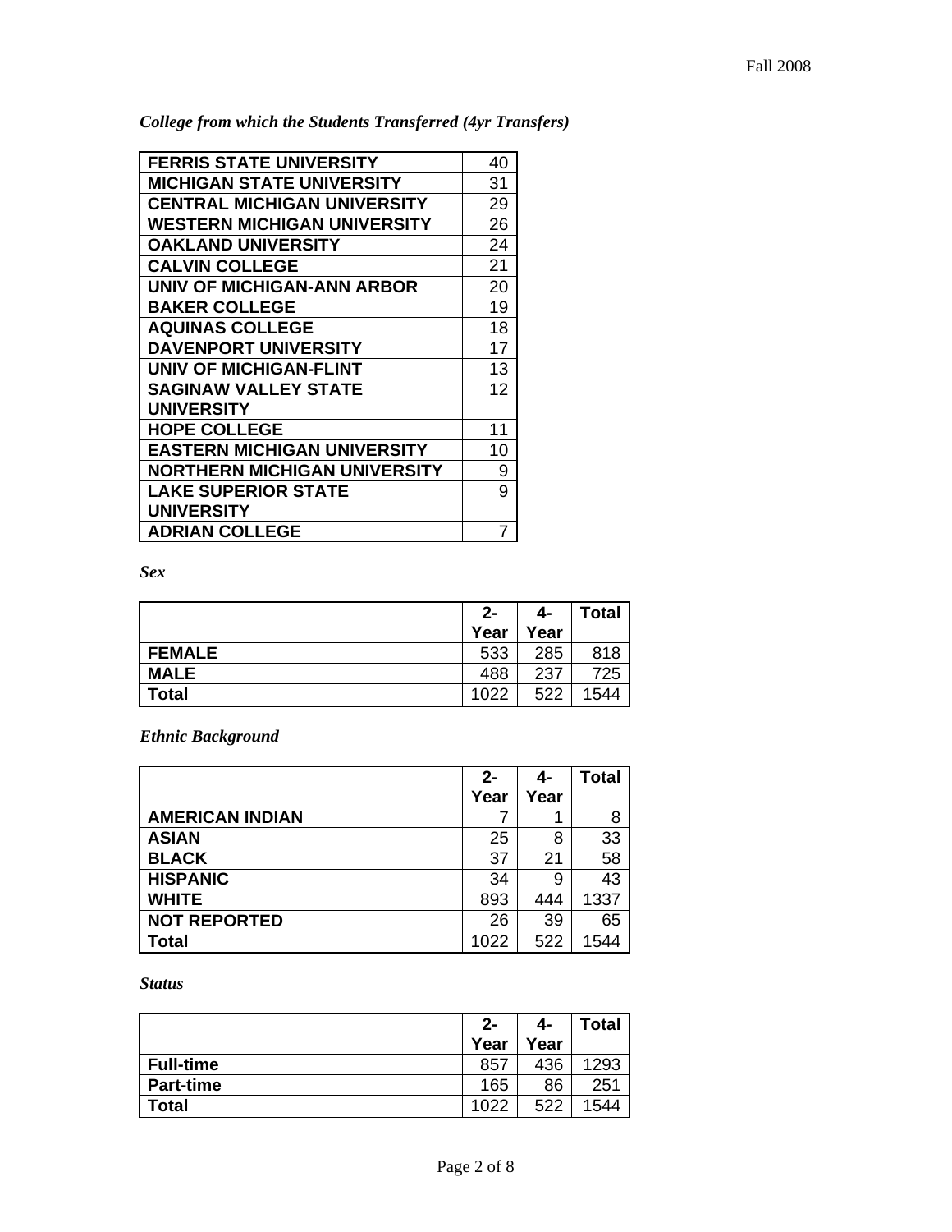*College from which the Students Transferred (4yr Transfers)*

| | |
|---|---|
| **FERRIS STATE UNIVERSITY** | 40 |
| **MICHIGAN STATE UNIVERSITY** | 31 |
| **CENTRAL MICHIGAN UNIVERSITY** | 29 |
| **WESTERN MICHIGAN UNIVERSITY** | 26 |
| **OAKLAND UNIVERSITY** | 24 |
| **CALVIN COLLEGE** | 21 |
| **UNIV OF MICHIGAN-ANN ARBOR** | 20 |
| **BAKER COLLEGE** | 19 |
| **AQUINAS COLLEGE** | 18 |
| **DAVENPORT UNIVERSITY** | 17 |
| **UNIV OF MICHIGAN-FLINT** | 13 |
| **SAGINAW VALLEY STATE UNIVERSITY** | 12 |
| **HOPE COLLEGE** | 11 |
| **EASTERN MICHIGAN UNIVERSITY** | 10 |
| **NORTHERN MICHIGAN UNIVERSITY** | 9 |
| **LAKE SUPERIOR STATE UNIVERSITY** | 9 |
| **ADRIAN COLLEGE** | 7 |

*Sex*

| | **2-Year** | **4-Year** | **Total** |
|---|---|---|---|
| **FEMALE** | 533 | 285 | 818 |
| **MALE** | 488 | 237 | 725 |
| **Total** | 1022 | 522 | 1544 |

*Ethnic Background*

| | **2-Year** | **4-Year** | **Total** |
|---|---|---|---|
| **AMERICAN INDIAN** | 7 | 1 | 8 |
| **ASIAN** | 25 | 8 | 33 |
| **BLACK** | 37 | 21 | 58 |
| **HISPANIC** | 34 | 9 | 43 |
| **WHITE** | 893 | 444 | 1337 |
| **NOT REPORTED** | 26 | 39 | 65 |
| **Total** | 1022 | 522 | 1544 |

*Status*

| | **2-Year** | **4-Year** | **Total** |
|---|---|---|---|
| **Full-time** | 857 | 436 | 1293 |
| **Part-time** | 165 | 86 | 251 |
| **Total** | 1022 | 522 | 1544 |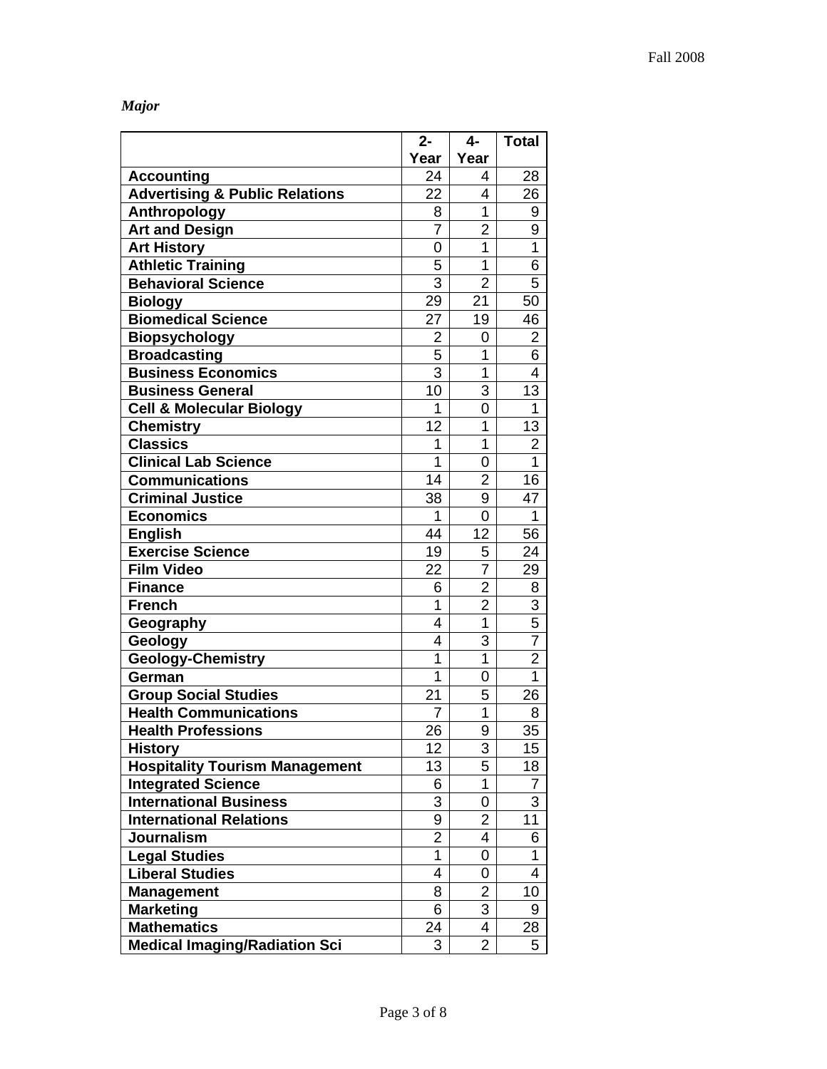*Major*

| | 2-Year | 4-Year | Total |
|---|---|---|---|
| **Accounting** | 24 | 4 | 28 |
| **Advertising & Public Relations** | 22 | 4 | 26 |
| **Anthropology** | 8 | 1 | 9 |
| **Art and Design** | 7 | 2 | 9 |
| **Art History** | 0 | 1 | 1 |
| **Athletic Training** | 5 | 1 | 6 |
| **Behavioral Science** | 3 | 2 | 5 |
| **Biology** | 29 | 21 | 50 |
| **Biomedical Science** | 27 | 19 | 46 |
| **Biopsychology** | 2 | 0 | 2 |
| **Broadcasting** | 5 | 1 | 6 |
| **Business Economics** | 3 | 1 | 4 |
| **Business General** | 10 | 3 | 13 |
| **Cell & Molecular Biology** | 1 | 0 | 1 |
| **Chemistry** | 12 | 1 | 13 |
| **Classics** | 1 | 1 | 2 |
| **Clinical Lab Science** | 1 | 0 | 1 |
| **Communications** | 14 | 2 | 16 |
| **Criminal Justice** | 38 | 9 | 47 |
| **Economics** | 1 | 0 | 1 |
| **English** | 44 | 12 | 56 |
| **Exercise Science** | 19 | 5 | 24 |
| **Film Video** | 22 | 7 | 29 |
| **Finance** | 6 | 2 | 8 |
| **French** | 1 | 2 | 3 |
| **Geography** | 4 | 1 | 5 |
| **Geology** | 4 | 3 | 7 |
| **Geology-Chemistry** | 1 | 1 | 2 |
| **German** | 1 | 0 | 1 |
| **Group Social Studies** | 21 | 5 | 26 |
| **Health Communications** | 7 | 1 | 8 |
| **Health Professions** | 26 | 9 | 35 |
| **History** | 12 | 3 | 15 |
| **Hospitality Tourism Management** | 13 | 5 | 18 |
| **Integrated Science** | 6 | 1 | 7 |
| **International Business** | 3 | 0 | 3 |
| **International Relations** | 9 | 2 | 11 |
| **Journalism** | 2 | 4 | 6 |
| **Legal Studies** | 1 | 0 | 1 |
| **Liberal Studies** | 4 | 0 | 4 |
| **Management** | 8 | 2 | 10 |
| **Marketing** | 6 | 3 | 9 |
| **Mathematics** | 24 | 4 | 28 |
| **Medical Imaging/Radiation Sci** | 3 | 2 | 5 |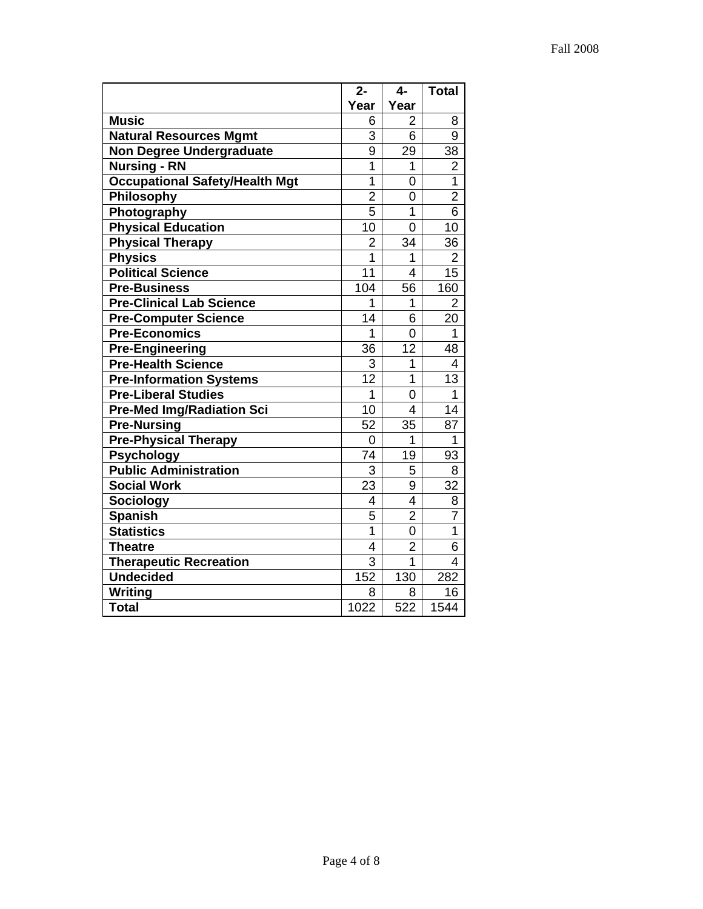| | 2-Year | 4-Year | Total |
|---|---|---|---|
| **Music** | 6 | 2 | 8 |
| **Natural Resources Mgmt** | 3 | 6 | 9 |
| **Non Degree Undergraduate** | 9 | 29 | 38 |
| **Nursing - RN** | 1 | 1 | 2 |
| **Occupational Safety/Health Mgt** | 1 | 0 | 1 |
| **Philosophy** | 2 | 0 | 2 |
| **Photography** | 5 | 1 | 6 |
| **Physical Education** | 10 | 0 | 10 |
| **Physical Therapy** | 2 | 34 | 36 |
| **Physics** | 1 | 1 | 2 |
| **Political Science** | 11 | 4 | 15 |
| **Pre-Business** | 104 | 56 | 160 |
| **Pre-Clinical Lab Science** | 1 | 1 | 2 |
| **Pre-Computer Science** | 14 | 6 | 20 |
| **Pre-Economics** | 1 | 0 | 1 |
| **Pre-Engineering** | 36 | 12 | 48 |
| **Pre-Health Science** | 3 | 1 | 4 |
| **Pre-Information Systems** | 12 | 1 | 13 |
| **Pre-Liberal Studies** | 1 | 0 | 1 |
| **Pre-Med Img/Radiation Sci** | 10 | 4 | 14 |
| **Pre-Nursing** | 52 | 35 | 87 |
| **Pre-Physical Therapy** | 0 | 1 | 1 |
| **Psychology** | 74 | 19 | 93 |
| **Public Administration** | 3 | 5 | 8 |
| **Social Work** | 23 | 9 | 32 |
| **Sociology** | 4 | 4 | 8 |
| **Spanish** | 5 | 2 | 7 |
| **Statistics** | 1 | 0 | 1 |
| **Theatre** | 4 | 2 | 6 |
| **Therapeutic Recreation** | 3 | 1 | 4 |
| **Undecided** | 152 | 130 | 282 |
| **Writing** | 8 | 8 | 16 |
| **Total** | 1022 | 522 | 1544 |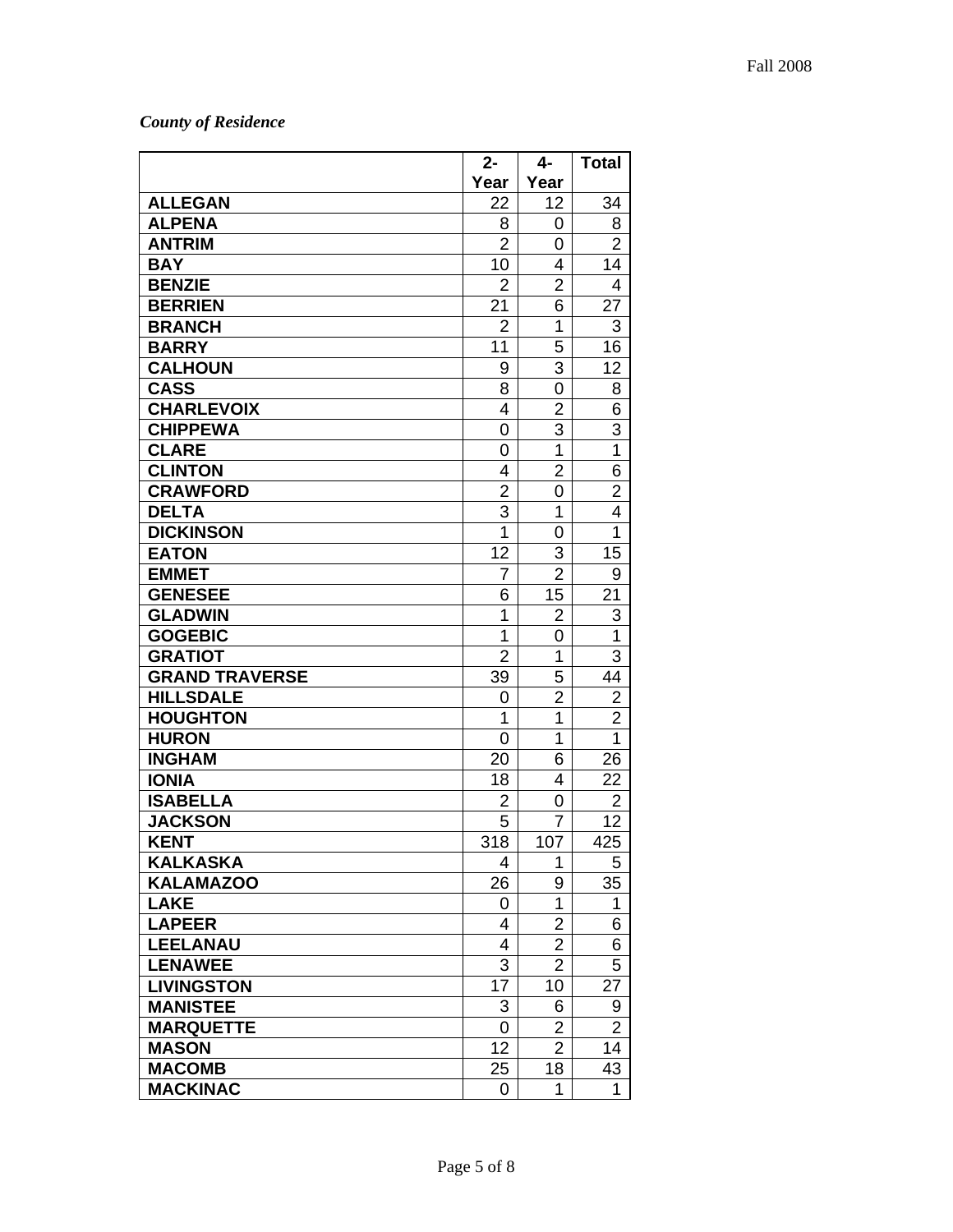*County of Residence*

| | 2-Year | 4-Year | Total |
|---|---|---|---|
| **ALLEGAN** | 22 | 12 | 34 |
| **ALPENA** | 8 | 0 | 8 |
| **ANTRIM** | 2 | 0 | 2 |
| **BAY** | 10 | 4 | 14 |
| **BENZIE** | 2 | 2 | 4 |
| **BERRIEN** | 21 | 6 | 27 |
| **BRANCH** | 2 | 1 | 3 |
| **BARRY** | 11 | 5 | 16 |
| **CALHOUN** | 9 | 3 | 12 |
| **CASS** | 8 | 0 | 8 |
| **CHARLEVOIX** | 4 | 2 | 6 |
| **CHIPPEWA** | 0 | 3 | 3 |
| **CLARE** | 0 | 1 | 1 |
| **CLINTON** | 4 | 2 | 6 |
| **CRAWFORD** | 2 | 0 | 2 |
| **DELTA** | 3 | 1 | 4 |
| **DICKINSON** | 1 | 0 | 1 |
| **EATON** | 12 | 3 | 15 |
| **EMMET** | 7 | 2 | 9 |
| **GENESEE** | 6 | 15 | 21 |
| **GLADWIN** | 1 | 2 | 3 |
| **GOGEBIC** | 1 | 0 | 1 |
| **GRATIOT** | 2 | 1 | 3 |
| **GRAND TRAVERSE** | 39 | 5 | 44 |
| **HILLSDALE** | 0 | 2 | 2 |
| **HOUGHTON** | 1 | 1 | 2 |
| **HURON** | 0 | 1 | 1 |
| **INGHAM** | 20 | 6 | 26 |
| **IONIA** | 18 | 4 | 22 |
| **ISABELLA** | 2 | 0 | 2 |
| **JACKSON** | 5 | 7 | 12 |
| **KENT** | 318 | 107 | 425 |
| **KALKASKA** | 4 | 1 | 5 |
| **KALAMAZOO** | 26 | 9 | 35 |
| **LAKE** | 0 | 1 | 1 |
| **LAPEER** | 4 | 2 | 6 |
| **LEELANAU** | 4 | 2 | 6 |
| **LENAWEE** | 3 | 2 | 5 |
| **LIVINGSTON** | 17 | 10 | 27 |
| **MANISTEE** | 3 | 6 | 9 |
| **MARQUETTE** | 0 | 2 | 2 |
| **MASON** | 12 | 2 | 14 |
| **MACOMB** | 25 | 18 | 43 |
| **MACKINAC** | 0 | 1 | 1 |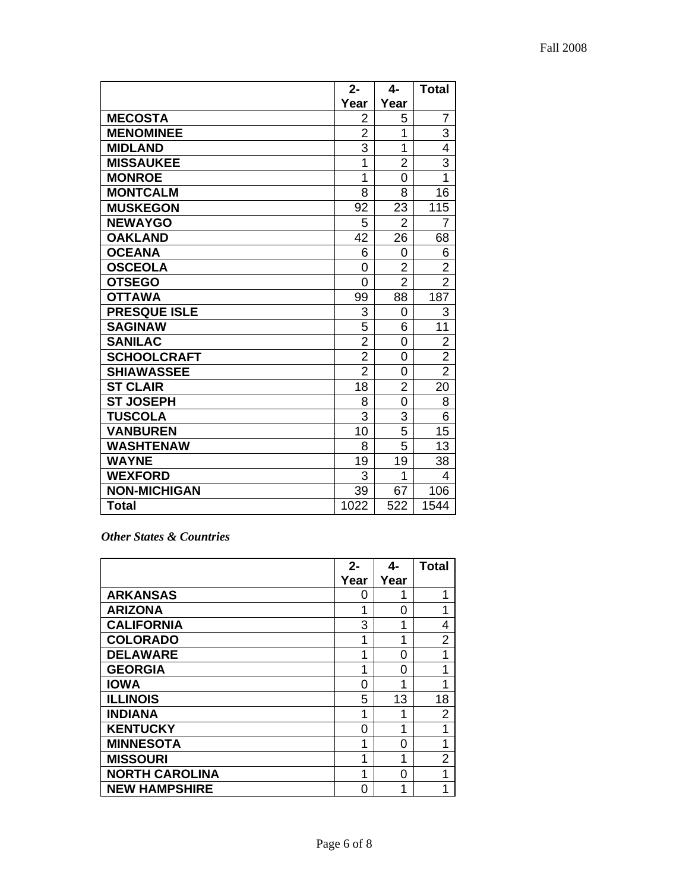| | 2-Year | 4-Year | Total |
|---|---|---|---|
| **MECOSTA** | 2 | 5 | 7 |
| **MENOMINEE** | 2 | 1 | 3 |
| **MIDLAND** | 3 | 1 | 4 |
| **MISSAUKEE** | 1 | 2 | 3 |
| **MONROE** | 1 | 0 | 1 |
| **MONTCALM** | 8 | 8 | 16 |
| **MUSKEGON** | 92 | 23 | 115 |
| **NEWAYGO** | 5 | 2 | 7 |
| **OAKLAND** | 42 | 26 | 68 |
| **OCEANA** | 6 | 0 | 6 |
| **OSCEOLA** | 0 | 2 | 2 |
| **OTSEGO** | 0 | 2 | 2 |
| **OTTAWA** | 99 | 88 | 187 |
| **PRESQUE ISLE** | 3 | 0 | 3 |
| **SAGINAW** | 5 | 6 | 11 |
| **SANILAC** | 2 | 0 | 2 |
| **SCHOOLCRAFT** | 2 | 0 | 2 |
| **SHIAWASSEE** | 2 | 0 | 2 |
| **ST CLAIR** | 18 | 2 | 20 |
| **ST JOSEPH** | 8 | 0 | 8 |
| **TUSCOLA** | 3 | 3 | 6 |
| **VANBUREN** | 10 | 5 | 15 |
| **WASHTENAW** | 8 | 5 | 13 |
| **WAYNE** | 19 | 19 | 38 |
| **WEXFORD** | 3 | 1 | 4 |
| **NON-MICHIGAN** | 39 | 67 | 106 |
| **Total** | 1022 | 522 | 1544 |

***Other States & Countries***

| | 2-Year | 4-Year | Total |
|---|---|---|---|
| **ARKANSAS** | 0 | 1 | 1 |
| **ARIZONA** | 1 | 0 | 1 |
| **CALIFORNIA** | 3 | 1 | 4 |
| **COLORADO** | 1 | 1 | 2 |
| **DELAWARE** | 1 | 0 | 1 |
| **GEORGIA** | 1 | 0 | 1 |
| **IOWA** | 0 | 1 | 1 |
| **ILLINOIS** | 5 | 13 | 18 |
| **INDIANA** | 1 | 1 | 2 |
| **KENTUCKY** | 0 | 1 | 1 |
| **MINNESOTA** | 1 | 0 | 1 |
| **MISSOURI** | 1 | 1 | 2 |
| **NORTH CAROLINA** | 1 | 0 | 1 |
| **NEW HAMPSHIRE** | 0 | 1 | 1 |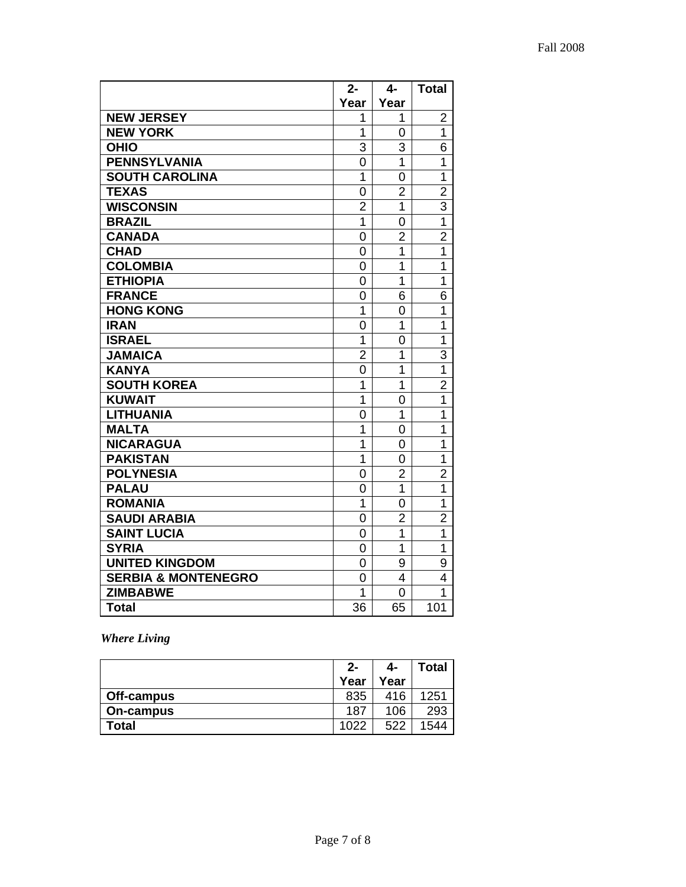| | 2-Year | 4-Year | Total |
|---|---|---|---|
| **NEW JERSEY** | 1 | 1 | 2 |
| **NEW YORK** | 1 | 0 | 1 |
| **OHIO** | 3 | 3 | 6 |
| **PENNSYLVANIA** | 0 | 1 | 1 |
| **SOUTH CAROLINA** | 1 | 0 | 1 |
| **TEXAS** | 0 | 2 | 2 |
| **WISCONSIN** | 2 | 1 | 3 |
| **BRAZIL** | 1 | 0 | 1 |
| **CANADA** | 0 | 2 | 2 |
| **CHAD** | 0 | 1 | 1 |
| **COLOMBIA** | 0 | 1 | 1 |
| **ETHIOPIA** | 0 | 1 | 1 |
| **FRANCE** | 0 | 6 | 6 |
| **HONG KONG** | 1 | 0 | 1 |
| **IRAN** | 0 | 1 | 1 |
| **ISRAEL** | 1 | 0 | 1 |
| **JAMAICA** | 2 | 1 | 3 |
| **KANYA** | 0 | 1 | 1 |
| **SOUTH KOREA** | 1 | 1 | 2 |
| **KUWAIT** | 1 | 0 | 1 |
| **LITHUANIA** | 0 | 1 | 1 |
| **MALTA** | 1 | 0 | 1 |
| **NICARAGUA** | 1 | 0 | 1 |
| **PAKISTAN** | 1 | 0 | 1 |
| **POLYNESIA** | 0 | 2 | 2 |
| **PALAU** | 0 | 1 | 1 |
| **ROMANIA** | 1 | 0 | 1 |
| **SAUDI ARABIA** | 0 | 2 | 2 |
| **SAINT LUCIA** | 0 | 1 | 1 |
| **SYRIA** | 0 | 1 | 1 |
| **UNITED KINGDOM** | 0 | 9 | 9 |
| **SERBIA & MONTENEGRO** | 0 | 4 | 4 |
| **ZIMBABWE** | 1 | 0 | 1 |
| **Total** | 36 | 65 | 101 |

*Where Living*

| | 2-Year | 4-Year | Total |
|---|---|---|---|
| **Off-campus** | 835 | 416 | 1251 |
| **On-campus** | 187 | 106 | 293 |
| **Total** | 1022 | 522 | 1544 |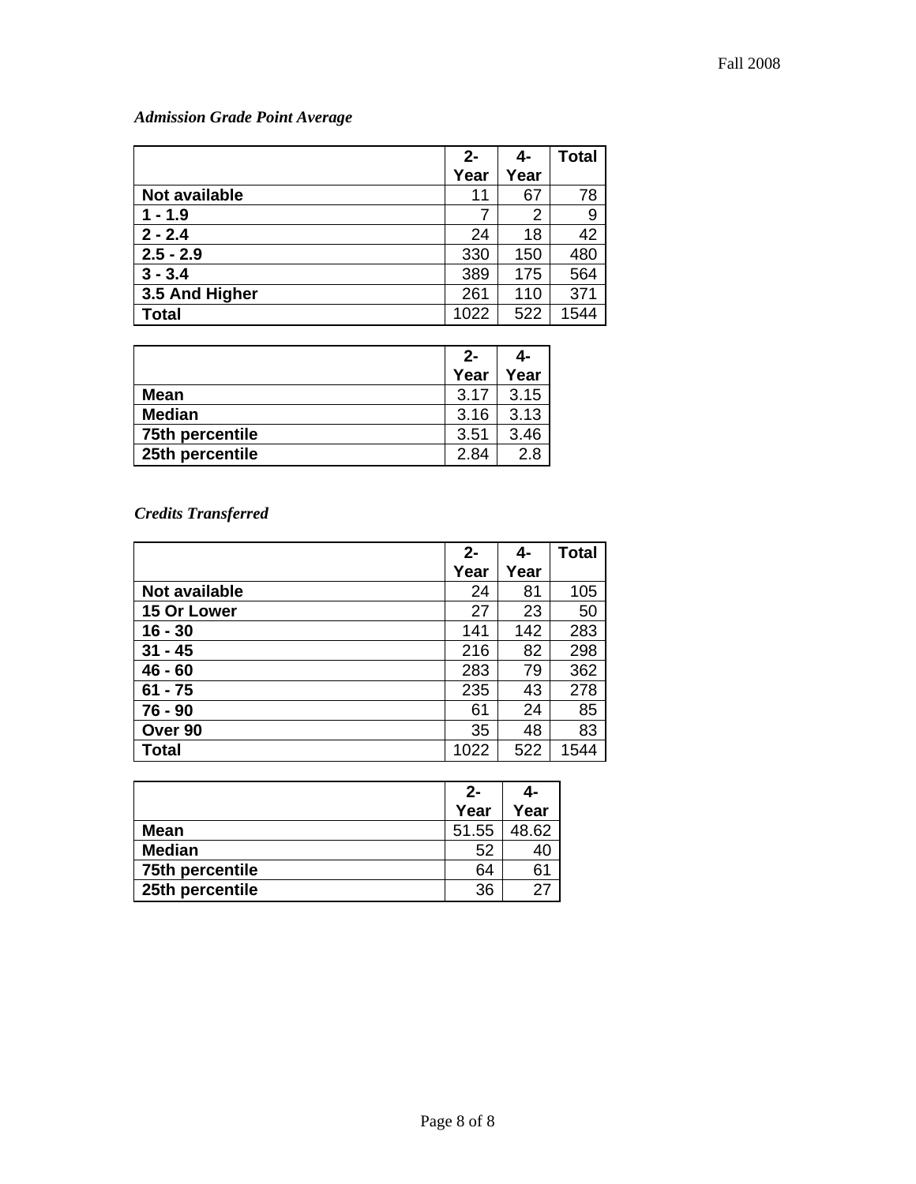*Admission Grade Point Average*

| | 2-Year | 4-Year | Total |
|---|---|---|---|
| **Not available** | 11 | 67 | 78 |
| **1 - 1.9** | 7 | 2 | 9 |
| **2 - 2.4** | 24 | 18 | 42 |
| **2.5 - 2.9** | 330 | 150 | 480 |
| **3 - 3.4** | 389 | 175 | 564 |
| **3.5 And Higher** | 261 | 110 | 371 |
| **Total** | 1022 | 522 | 1544 |

| | 2-Year | 4-Year |
|---|---|---|
| **Mean** | 3.17 | 3.15 |
| **Median** | 3.16 | 3.13 |
| **75th percentile** | 3.51 | 3.46 |
| **25th percentile** | 2.84 | 2.8 |

*Credits Transferred*

| | 2-Year | 4-Year | Total |
|---|---|---|---|
| **Not available** | 24 | 81 | 105 |
| **15 Or Lower** | 27 | 23 | 50 |
| **16 - 30** | 141 | 142 | 283 |
| **31 - 45** | 216 | 82 | 298 |
| **46 - 60** | 283 | 79 | 362 |
| **61 - 75** | 235 | 43 | 278 |
| **76 - 90** | 61 | 24 | 85 |
| **Over 90** | 35 | 48 | 83 |
| **Total** | 1022 | 522 | 1544 |

| | 2-Year | 4-Year |
|---|---|---|
| **Mean** | 51.55 | 48.62 |
| **Median** | 52 | 40 |
| **75th percentile** | 64 | 61 |
| **25th percentile** | 36 | 27 |